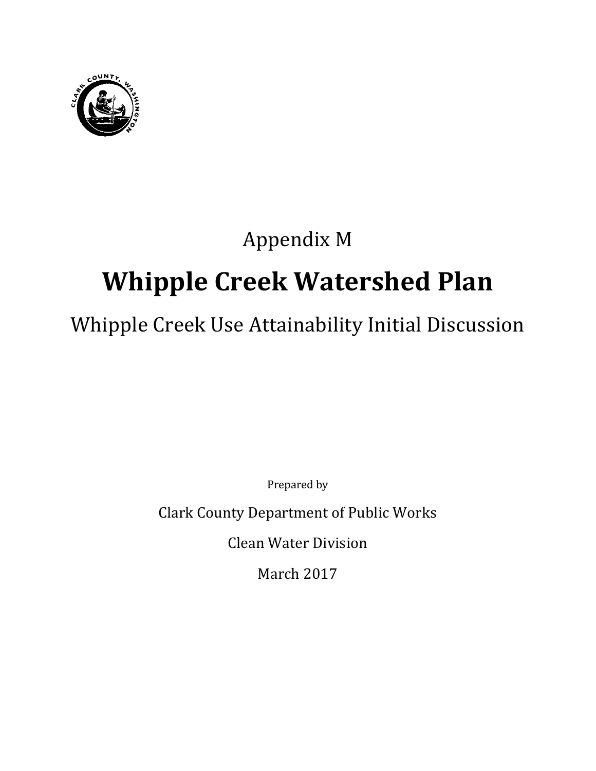Appendix M

# Whipple Creek Watershed Plan

## Whipple Creek Use Attainability Initial Discussion

Prepared by

Clark County Department of Public Works

Clean Water Division

March 2017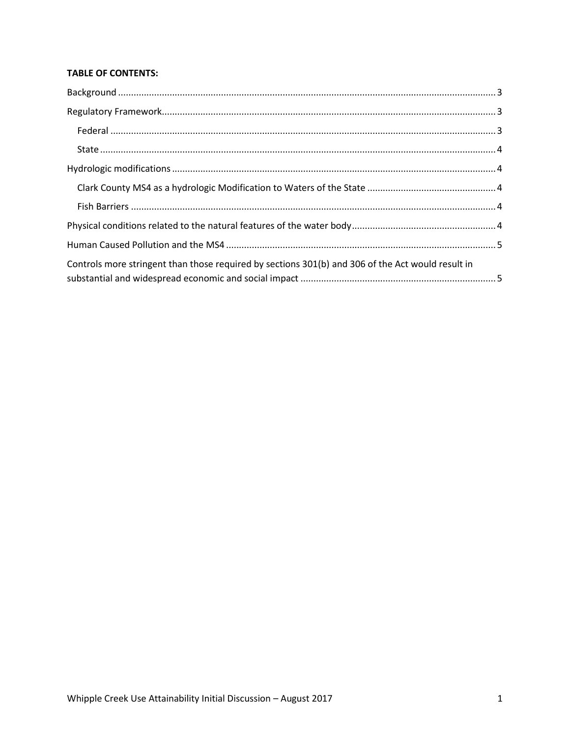**TABLE OF CONTENTS:**

Background ..... 3

Regulatory Framework ..... 3

- Federal ..... 3
- State ..... 4

Hydrologic modifications ..... 4

- Clark County MS4 as a hydrologic Modification to Waters of the State ..... 4
- Fish Barriers ..... 4

Physical conditions related to the natural features of the water body ..... 4

Human Caused Pollution and the MS4 ..... 5

Controls more stringent than those required by sections 301(b) and 306 of the Act would result in substantial and widespread economic and social impact ..... 5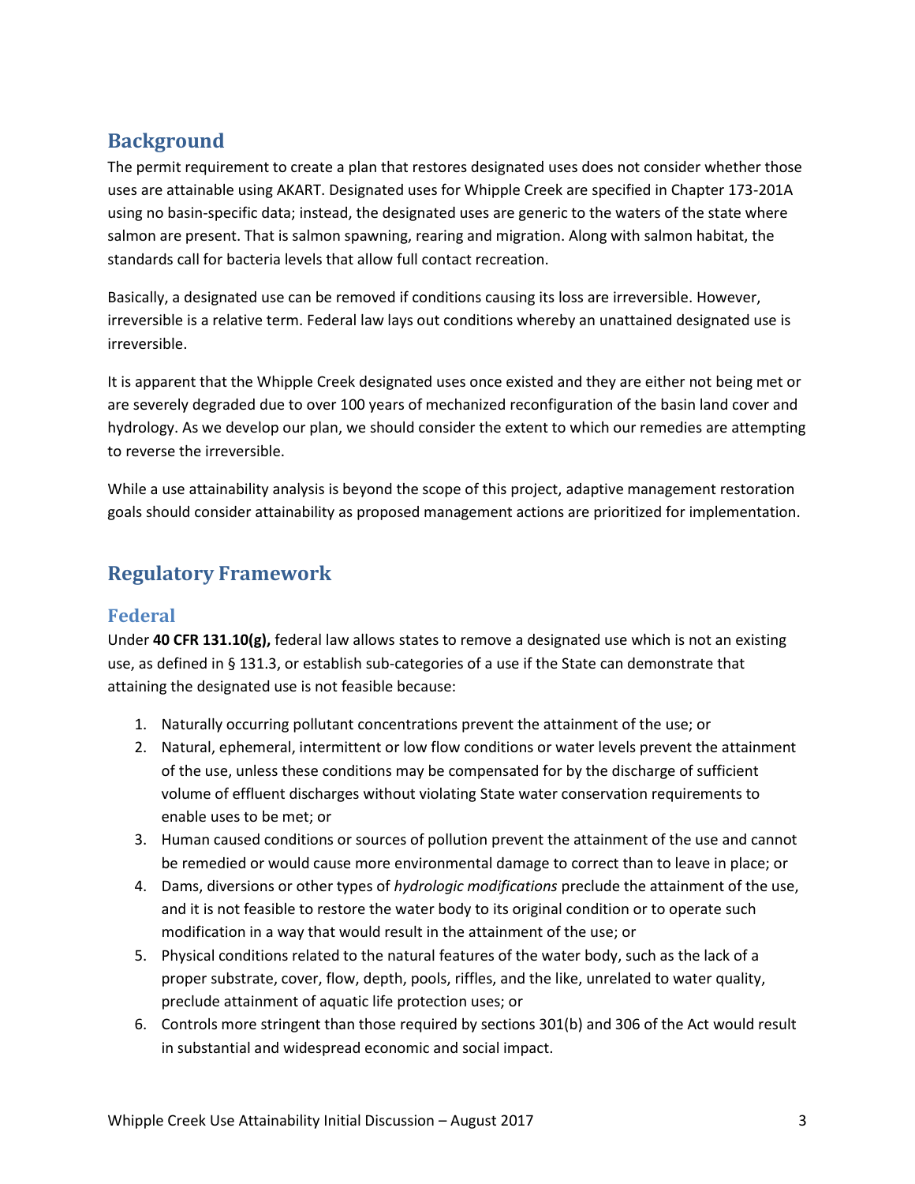## Background

The permit requirement to create a plan that restores designated uses does not consider whether those uses are attainable using AKART. Designated uses for Whipple Creek are specified in Chapter 173-201A using no basin-specific data; instead, the designated uses are generic to the waters of the state where salmon are present. That is salmon spawning, rearing and migration. Along with salmon habitat, the standards call for bacteria levels that allow full contact recreation.

Basically, a designated use can be removed if conditions causing its loss are irreversible. However, irreversible is a relative term. Federal law lays out conditions whereby an unattained designated use is irreversible.

It is apparent that the Whipple Creek designated uses once existed and they are either not being met or are severely degraded due to over 100 years of mechanized reconfiguration of the basin land cover and hydrology. As we develop our plan, we should consider the extent to which our remedies are attempting to reverse the irreversible.

While a use attainability analysis is beyond the scope of this project, adaptive management restoration goals should consider attainability as proposed management actions are prioritized for implementation.

## Regulatory Framework

### Federal

Under **40 CFR 131.10(g),** federal law allows states to remove a designated use which is not an existing use, as defined in § 131.3, or establish sub-categories of a use if the State can demonstrate that attaining the designated use is not feasible because:

1. Naturally occurring pollutant concentrations prevent the attainment of the use; or
2. Natural, ephemeral, intermittent or low flow conditions or water levels prevent the attainment of the use, unless these conditions may be compensated for by the discharge of sufficient volume of effluent discharges without violating State water conservation requirements to enable uses to be met; or
3. Human caused conditions or sources of pollution prevent the attainment of the use and cannot be remedied or would cause more environmental damage to correct than to leave in place; or
4. Dams, diversions or other types of *hydrologic modifications* preclude the attainment of the use, and it is not feasible to restore the water body to its original condition or to operate such modification in a way that would result in the attainment of the use; or
5. Physical conditions related to the natural features of the water body, such as the lack of a proper substrate, cover, flow, depth, pools, riffles, and the like, unrelated to water quality, preclude attainment of aquatic life protection uses; or
6. Controls more stringent than those required by sections 301(b) and 306 of the Act would result in substantial and widespread economic and social impact.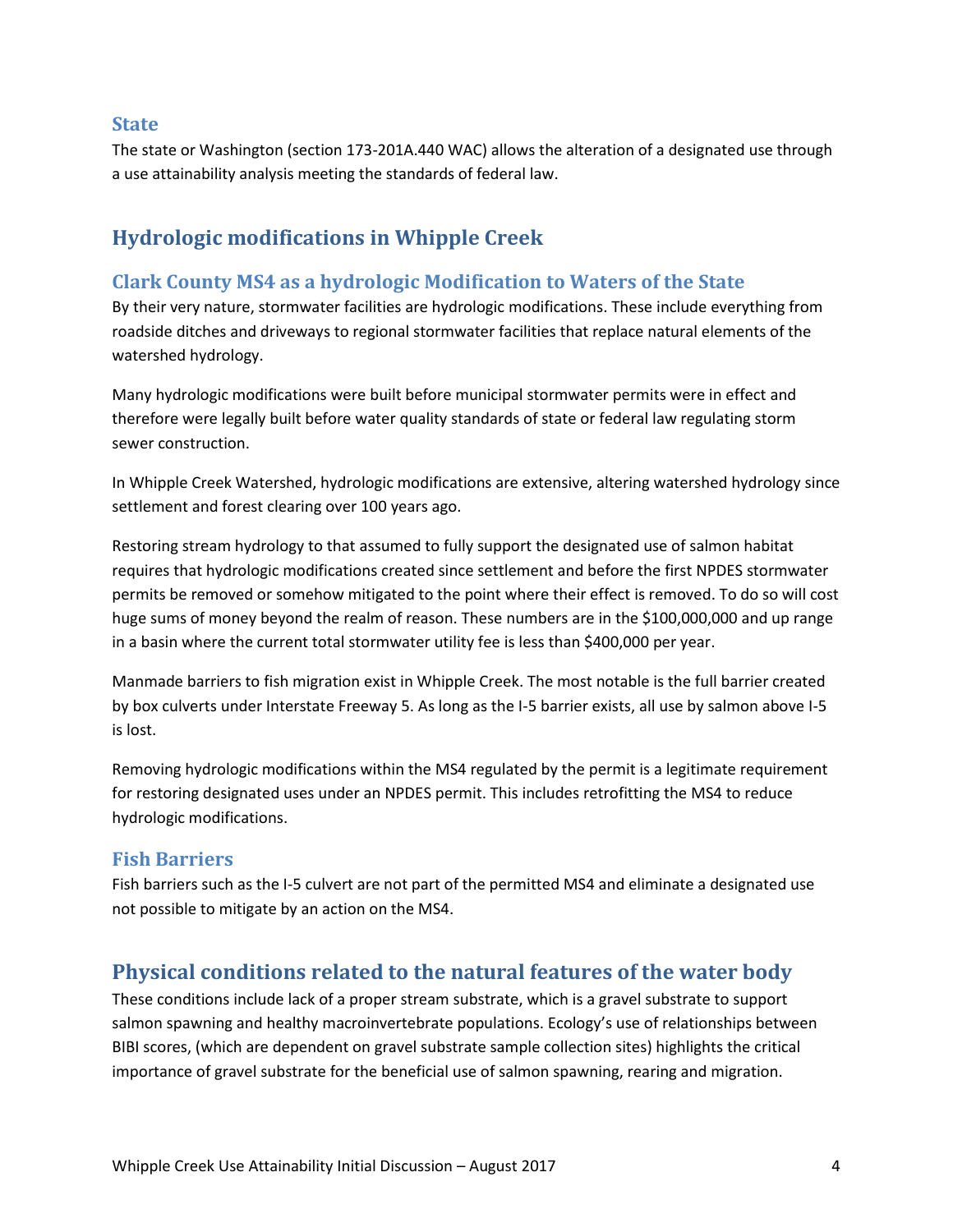### State

The state or Washington (section 173-201A.440 WAC) allows the alteration of a designated use through a use attainability analysis meeting the standards of federal law.

## Hydrologic modifications in Whipple Creek

### Clark County MS4 as a hydrologic Modification to Waters of the State

By their very nature, stormwater facilities are hydrologic modifications. These include everything from roadside ditches and driveways to regional stormwater facilities that replace natural elements of the watershed hydrology.

Many hydrologic modifications were built before municipal stormwater permits were in effect and therefore were legally built before water quality standards of state or federal law regulating storm sewer construction.

In Whipple Creek Watershed, hydrologic modifications are extensive, altering watershed hydrology since settlement and forest clearing over 100 years ago.

Restoring stream hydrology to that assumed to fully support the designated use of salmon habitat requires that hydrologic modifications created since settlement and before the first NPDES stormwater permits be removed or somehow mitigated to the point where their effect is removed. To do so will cost huge sums of money beyond the realm of reason. These numbers are in the $100,000,000 and up range in a basin where the current total stormwater utility fee is less than $400,000 per year.

Manmade barriers to fish migration exist in Whipple Creek. The most notable is the full barrier created by box culverts under Interstate Freeway 5. As long as the I-5 barrier exists, all use by salmon above I-5 is lost.

Removing hydrologic modifications within the MS4 regulated by the permit is a legitimate requirement for restoring designated uses under an NPDES permit. This includes retrofitting the MS4 to reduce hydrologic modifications.

### Fish Barriers

Fish barriers such as the I-5 culvert are not part of the permitted MS4 and eliminate a designated use not possible to mitigate by an action on the MS4.

## Physical conditions related to the natural features of the water body

These conditions include lack of a proper stream substrate, which is a gravel substrate to support salmon spawning and healthy macroinvertebrate populations. Ecology's use of relationships between BIBI scores, (which are dependent on gravel substrate sample collection sites) highlights the critical importance of gravel substrate for the beneficial use of salmon spawning, rearing and migration.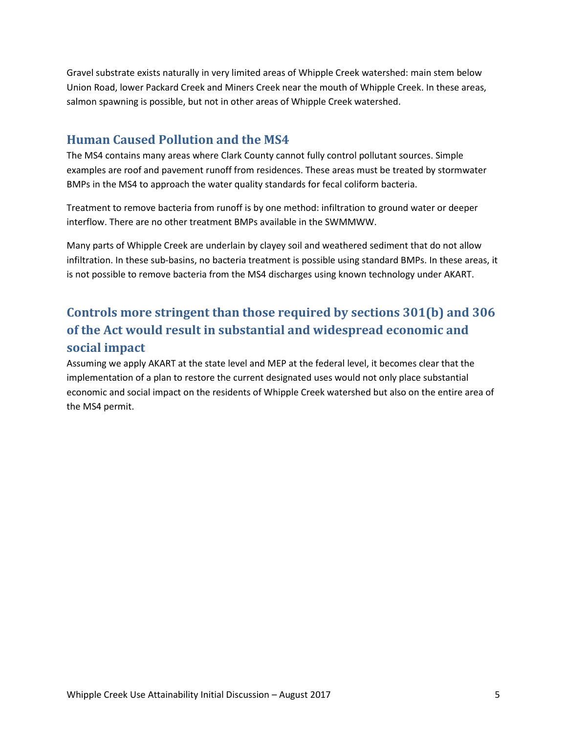Gravel substrate exists naturally in very limited areas of Whipple Creek watershed: main stem below Union Road, lower Packard Creek and Miners Creek near the mouth of Whipple Creek. In these areas, salmon spawning is possible, but not in other areas of Whipple Creek watershed.

## Human Caused Pollution and the MS4

The MS4 contains many areas where Clark County cannot fully control pollutant sources. Simple examples are roof and pavement runoff from residences. These areas must be treated by stormwater BMPs in the MS4 to approach the water quality standards for fecal coliform bacteria.

Treatment to remove bacteria from runoff is by one method: infiltration to ground water or deeper interflow. There are no other treatment BMPs available in the SWMMWW.

Many parts of Whipple Creek are underlain by clayey soil and weathered sediment that do not allow infiltration. In these sub-basins, no bacteria treatment is possible using standard BMPs. In these areas, it is not possible to remove bacteria from the MS4 discharges using known technology under AKART.

## Controls more stringent than those required by sections 301(b) and 306 of the Act would result in substantial and widespread economic and social impact

Assuming we apply AKART at the state level and MEP at the federal level, it becomes clear that the implementation of a plan to restore the current designated uses would not only place substantial economic and social impact on the residents of Whipple Creek watershed but also on the entire area of the MS4 permit.